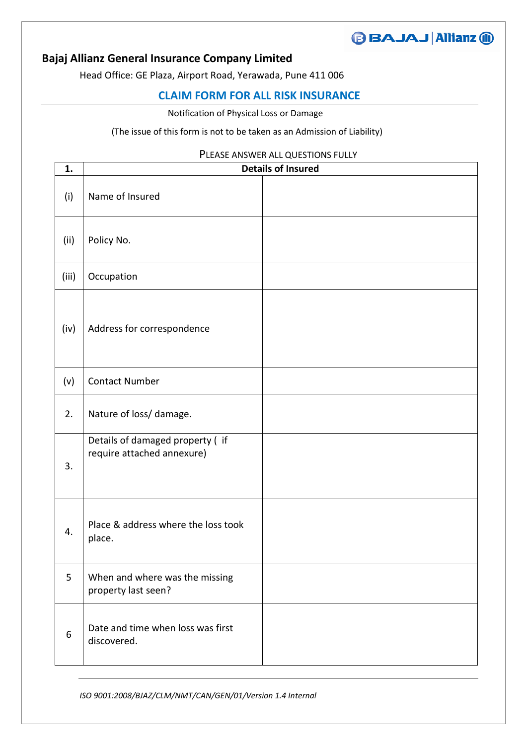**Bajaj Allianz General Insurance Company Limited**

Head Office: GE Plaza, Airport Road, Yerawada, Pune 411 006

## CLAIM FORM FOR ALL RISK INSURANCE

Notification of Physical Loss or Damage

(The issue of this form is not to be taken as an Admission of Liability)

PLEASE ANSWER ALL QUESTIONS FULLY

| **1.** | **Details of Insured** | |
|---|---|---|
| (i) | Name of Insured | |
| (ii) | Policy No. | |
| (iii) | Occupation | |
| (iv) | Address for correspondence | |
| (v) | Contact Number | |
| 2. | Nature of loss/ damage. | |
| 3. | Details of damaged property ( if require attached annexure) | |
| 4. | Place & address where the loss took place. | |
| 5 | When and where was the missing property last seen? | |
| 6 | Date and time when loss was first discovered. | |

*ISO 9001:2008/BJAZ/CLM/NMT/CAN/GEN/01/Version 1.4 Internal*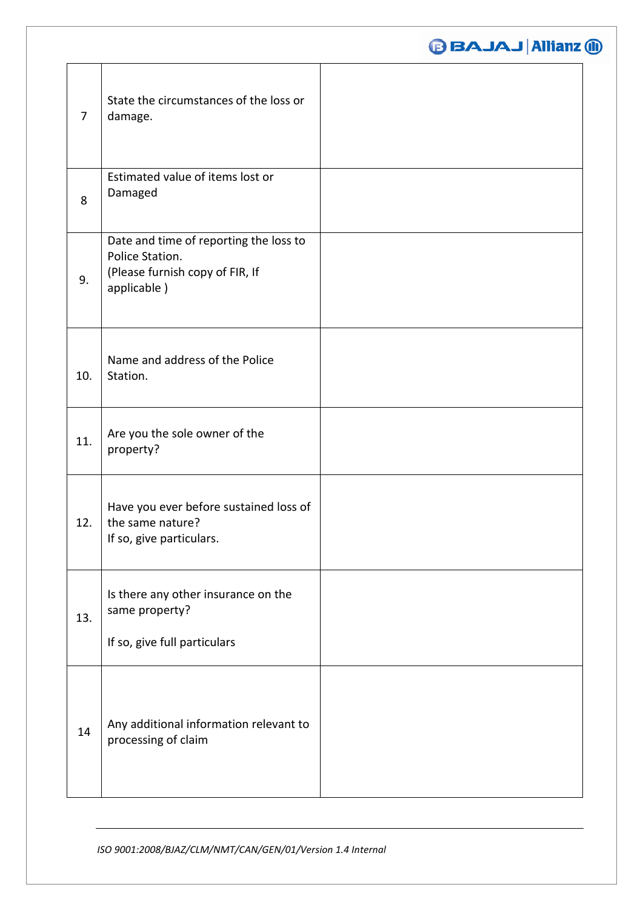| | | |
|---|---|---|
| 7 | State the circumstances of the loss or damage. | |
| 8 | Estimated value of items lost or Damaged | |
| 9. | Date and time of reporting the loss to Police Station.<br>(Please furnish copy of FIR, If applicable ) | |
| 10. | Name and address of the Police Station. | |
| 11. | Are you the sole owner of the property? | |
| 12. | Have you ever before sustained loss of the same nature?<br>If so, give particulars. | |
| 13. | Is there any other insurance on the same property?<br><br>If so, give full particulars | |
| 14 | Any additional information relevant to processing of claim | |

*ISO 9001:2008/BJAZ/CLM/NMT/CAN/GEN/01/Version 1.4 Internal*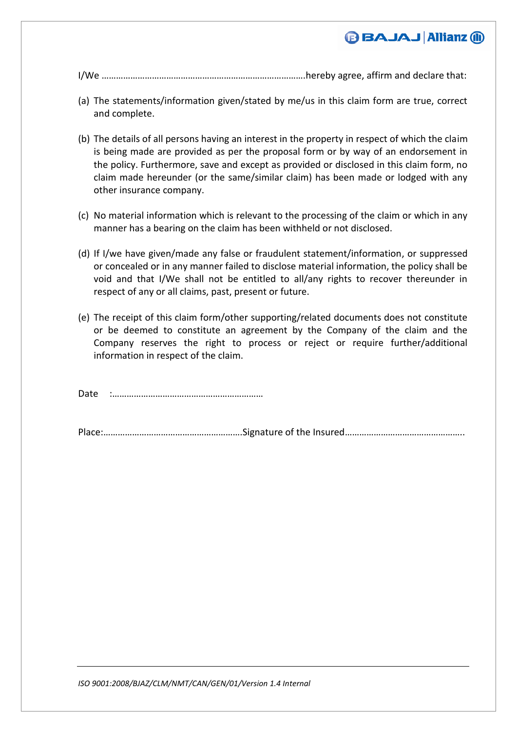I/We …………………………………………………………………………hereby agree, affirm and declare that:

(a) The statements/information given/stated by me/us in this claim form are true, correct and complete.

(b) The details of all persons having an interest in the property in respect of which the claim is being made are provided as per the proposal form or by way of an endorsement in the policy. Furthermore, save and except as provided or disclosed in this claim form, no claim made hereunder (or the same/similar claim) has been made or lodged with any other insurance company.

(c) No material information which is relevant to the processing of the claim or which in any manner has a bearing on the claim has been withheld or not disclosed.

(d) If I/we have given/made any false or fraudulent statement/information, or suppressed or concealed or in any manner failed to disclose material information, the policy shall be void and that I/We shall not be entitled to all/any rights to recover thereunder in respect of any or all claims, past, present or future.

(e) The receipt of this claim form/other supporting/related documents does not constitute or be deemed to constitute an agreement by the Company of the claim and the Company reserves the right to process or reject or require further/additional information in respect of the claim.

Date :………………………………………………………

Place:…………………………………………………Signature of the Insured…………………………………………..

*ISO 9001:2008/BJAZ/CLM/NMT/CAN/GEN/01/Version 1.4 Internal*